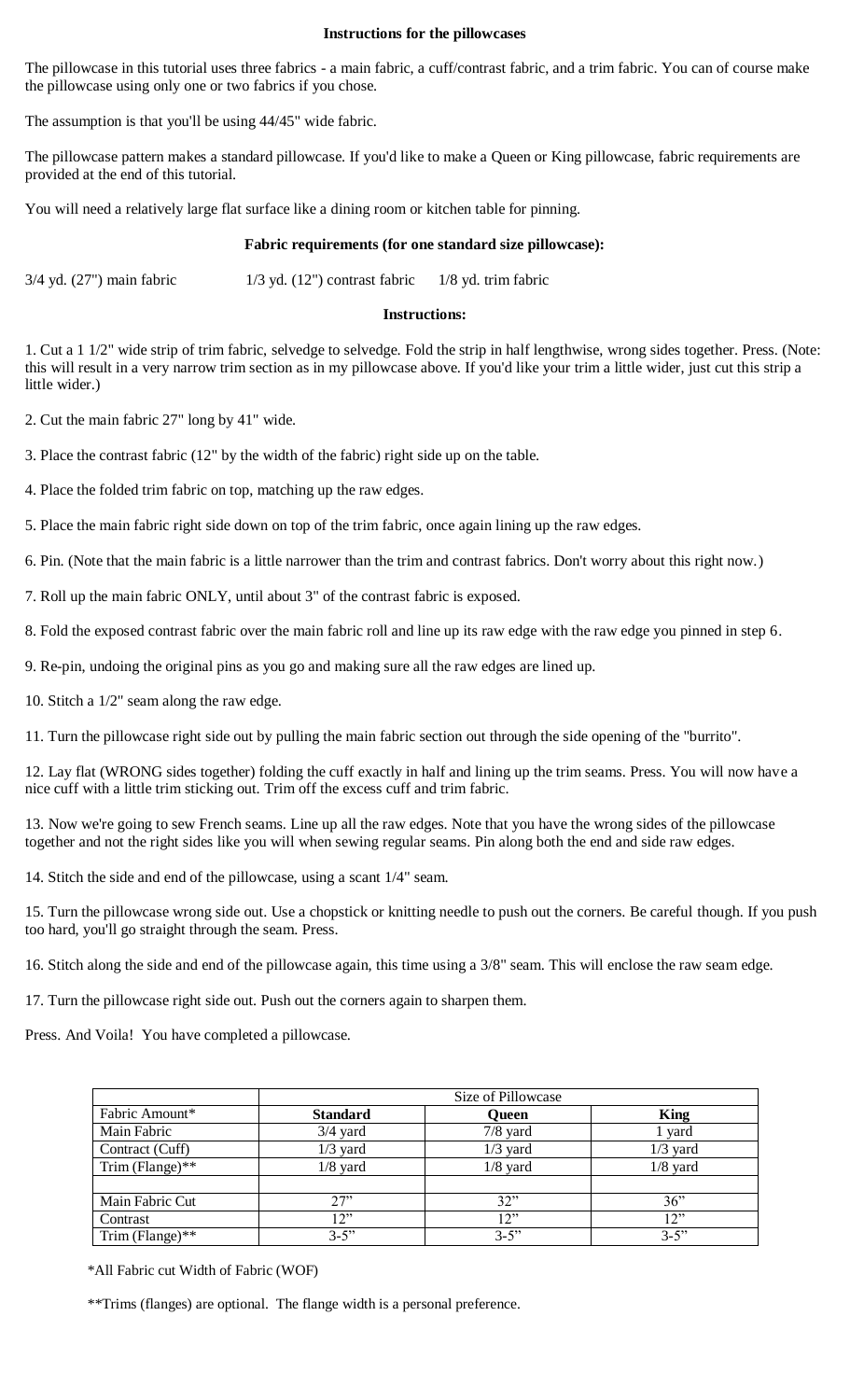## Instructions for the pillowcases

The pillowcase in this tutorial uses three fabrics - a main fabric, a cuff/contrast fabric, and a trim fabric. You can of course make the pillowcase using only one or two fabrics if you chose.

The assumption is that you'll be using 44/45" wide fabric.

The pillowcase pattern makes a standard pillowcase. If you'd like to make a Queen or King pillowcase, fabric requirements are provided at the end of this tutorial.

You will need a relatively large flat surface like a dining room or kitchen table for pinning.

### Fabric requirements (for one standard size pillowcase):

3/4 yd. (27") main fabric     1/3 yd. (12") contrast fabric     1/8 yd. trim fabric

### Instructions:

1. Cut a 1 1/2" wide strip of trim fabric, selvedge to selvedge. Fold the strip in half lengthwise, wrong sides together. Press. (Note: this will result in a very narrow trim section as in my pillowcase above. If you'd like your trim a little wider, just cut this strip a little wider.)

2. Cut the main fabric 27" long by 41" wide.

3. Place the contrast fabric (12" by the width of the fabric) right side up on the table.

4. Place the folded trim fabric on top, matching up the raw edges.

5. Place the main fabric right side down on top of the trim fabric, once again lining up the raw edges.

6. Pin. (Note that the main fabric is a little narrower than the trim and contrast fabrics. Don't worry about this right now.)

7. Roll up the main fabric ONLY, until about 3" of the contrast fabric is exposed.

8. Fold the exposed contrast fabric over the main fabric roll and line up its raw edge with the raw edge you pinned in step 6.

9. Re-pin, undoing the original pins as you go and making sure all the raw edges are lined up.

10. Stitch a 1/2" seam along the raw edge.

11. Turn the pillowcase right side out by pulling the main fabric section out through the side opening of the "burrito".

12. Lay flat (WRONG sides together) folding the cuff exactly in half and lining up the trim seams. Press. You will now have a nice cuff with a little trim sticking out. Trim off the excess cuff and trim fabric.

13. Now we're going to sew French seams. Line up all the raw edges. Note that you have the wrong sides of the pillowcase together and not the right sides like you will when sewing regular seams. Pin along both the end and side raw edges.

14. Stitch the side and end of the pillowcase, using a scant 1/4" seam.

15. Turn the pillowcase wrong side out. Use a chopstick or knitting needle to push out the corners. Be careful though. If you push too hard, you'll go straight through the seam. Press.

16. Stitch along the side and end of the pillowcase again, this time using a 3/8" seam. This will enclose the raw seam edge.

17. Turn the pillowcase right side out. Push out the corners again to sharpen them.

Press. And Voila! You have completed a pillowcase.

| | Size of Pillowcase | | |
|---|---|---|---|
| Fabric Amount* | **Standard** | **Queen** | **King** |
| Main Fabric | 3/4 yard | 7/8 yard | 1 yard |
| Contract (Cuff) | 1/3 yard | 1/3 yard | 1/3 yard |
| Trim (Flange)** | 1/8 yard | 1/8 yard | 1/8 yard |
| | | | |
| Main Fabric Cut | 27" | 32" | 36" |
| Contrast | 12" | 12" | 12" |
| Trim (Flange)** | 3-5" | 3-5" | 3-5" |

*All Fabric cut Width of Fabric (WOF)

**Trims (flanges) are optional. The flange width is a personal preference.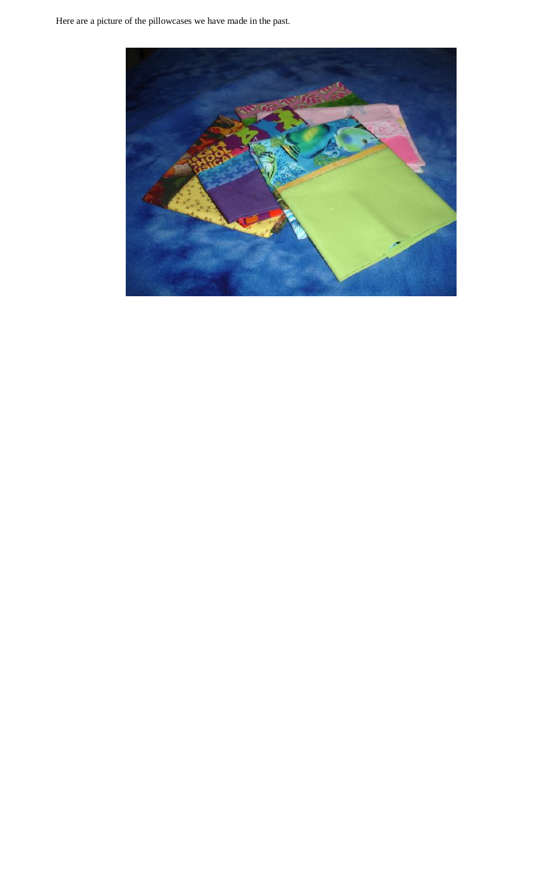Here are a picture of the pillowcases we have made in the past.